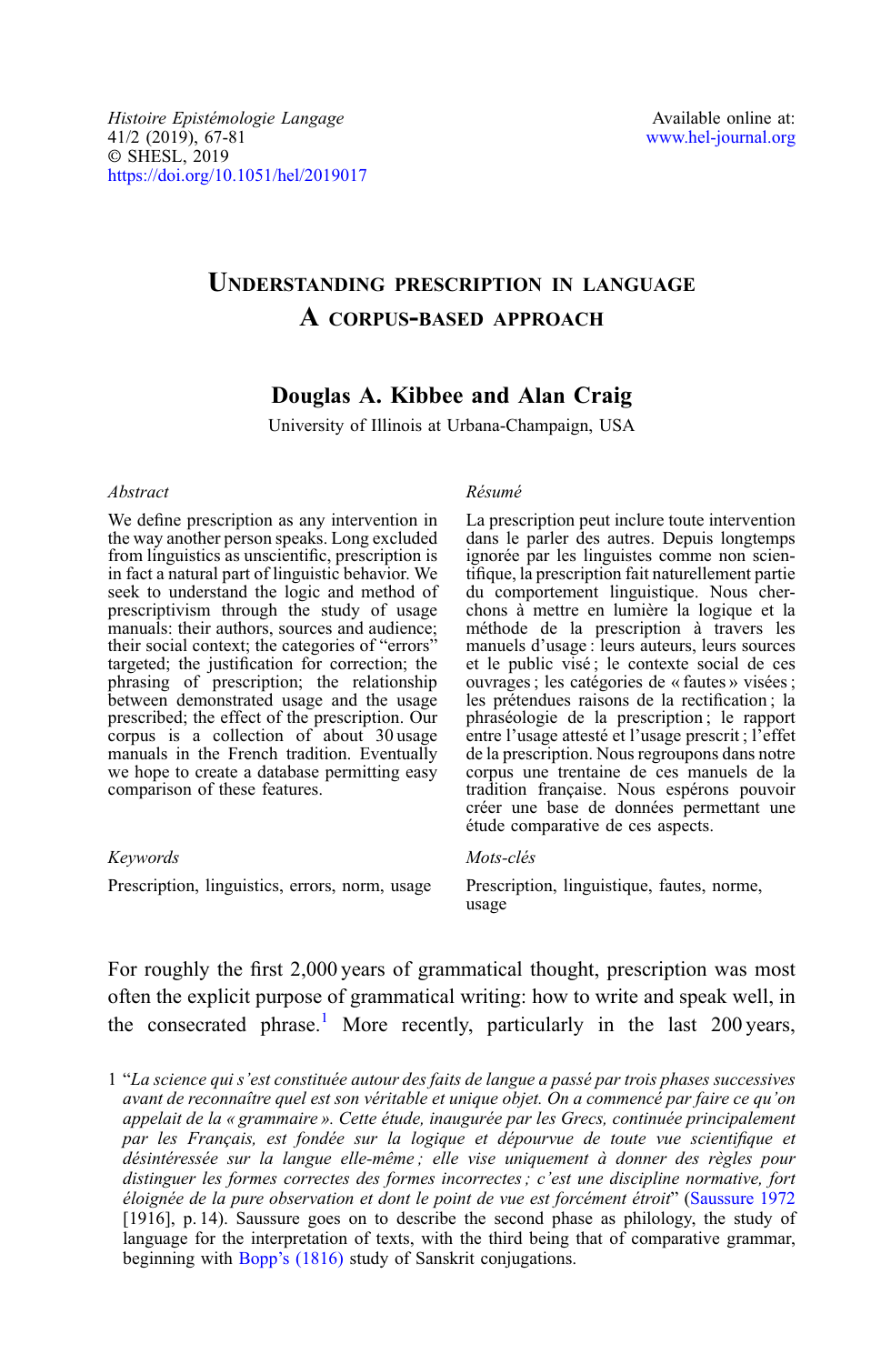*Histoire Epistémologie Langage*
41/2 (2019), 67-81
© SHESL, 2019
https://doi.org/10.1051/hel/2019017

Available online at:
www.hel-journal.org

# Understanding prescription in language A corpus-based approach

**Douglas A. Kibbee and Alan Craig**

University of Illinois at Urbana-Champaign, USA

*Abstract*

We define prescription as any intervention in the way another person speaks. Long excluded from linguistics as unscientific, prescription is in fact a natural part of linguistic behavior. We seek to understand the logic and method of prescriptivism through the study of usage manuals: their authors, sources and audience; their social context; the categories of "errors" targeted; the justification for correction; the phrasing of prescription; the relationship between demonstrated usage and the usage prescribed; the effect of the prescription. Our corpus is a collection of about 30 usage manuals in the French tradition. Eventually we hope to create a database permitting easy comparison of these features.

*Keywords*

Prescription, linguistics, errors, norm, usage

*Résumé*

La prescription peut inclure toute intervention dans le parler des autres. Depuis longtemps ignorée par les linguistes comme non scientifique, la prescription fait naturellement partie du comportement linguistique. Nous cherchons à mettre en lumière la logique et la méthode de la prescription à travers les manuels d'usage : leurs auteurs, leurs sources et le public visé ; le contexte social de ces ouvrages ; les catégories de « fautes » visées ; les prétendues raisons de la rectification ; la phraséologie de la prescription ; le rapport entre l'usage attesté et l'usage prescrit ; l'effet de la prescription. Nous regroupons dans notre corpus une trentaine de ces manuels de la tradition française. Nous espérons pouvoir créer une base de données permettant une étude comparative de ces aspects.

*Mots-clés*

Prescription, linguistique, fautes, norme, usage

For roughly the first 2,000 years of grammatical thought, prescription was most often the explicit purpose of grammatical writing: how to write and speak well, in the consecrated phrase.[1] More recently, particularly in the last 200 years,

1 "*La science qui s'est constituée autour des faits de langue a passé par trois phases successives avant de reconnaître quel est son véritable et unique objet. On a commencé par faire ce qu'on appelait de la « grammaire ». Cette étude, inaugurée par les Grecs, continuée principalement par les Français, est fondée sur la logique et dépourvue de toute vue scientifique et désintéressée sur la langue elle-même ; elle vise uniquement à donner des règles pour distinguer les formes correctes des formes incorrectes ; c'est une discipline normative, fort éloignée de la pure observation et dont le point de vue est forcément étroit*" (Saussure 1972 [1916], p. 14). Saussure goes on to describe the second phase as philology, the study of language for the interpretation of texts, with the third being that of comparative grammar, beginning with Bopp's (1816) study of Sanskrit conjugations.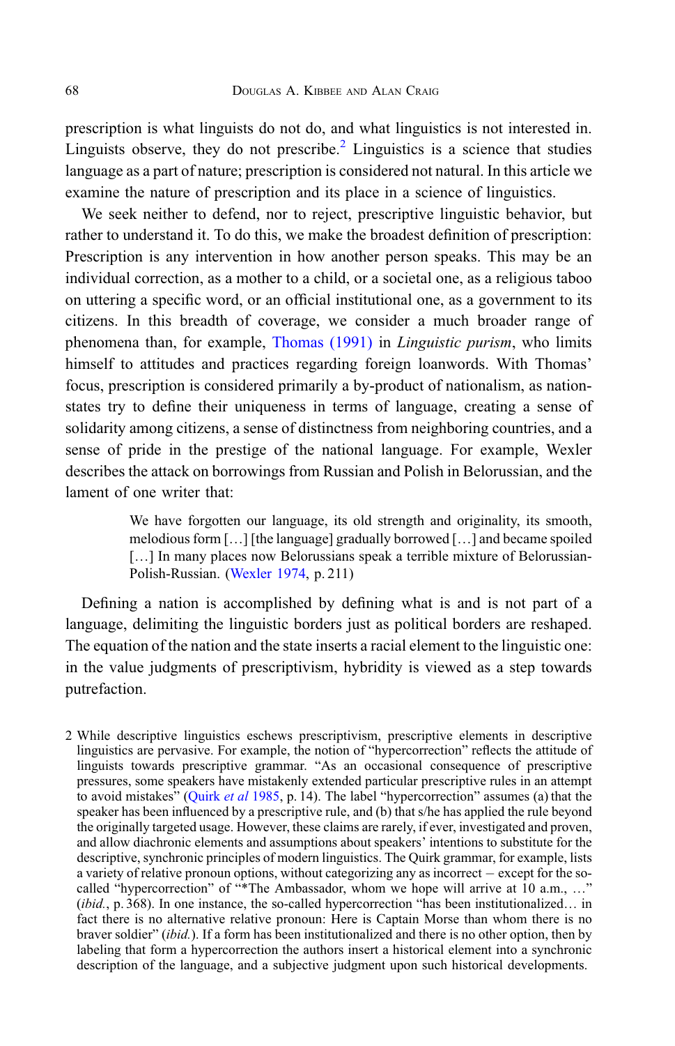prescription is what linguists do not do, and what linguistics is not interested in. Linguists observe, they do not prescribe.[2] Linguistics is a science that studies language as a part of nature; prescription is considered not natural. In this article we examine the nature of prescription and its place in a science of linguistics.

We seek neither to defend, nor to reject, prescriptive linguistic behavior, but rather to understand it. To do this, we make the broadest definition of prescription: Prescription is any intervention in how another person speaks. This may be an individual correction, as a mother to a child, or a societal one, as a religious taboo on uttering a specific word, or an official institutional one, as a government to its citizens. In this breadth of coverage, we consider a much broader range of phenomena than, for example, Thomas (1991) in *Linguistic purism*, who limits himself to attitudes and practices regarding foreign loanwords. With Thomas' focus, prescription is considered primarily a by-product of nationalism, as nation-states try to define their uniqueness in terms of language, creating a sense of solidarity among citizens, a sense of distinctness from neighboring countries, and a sense of pride in the prestige of the national language. For example, Wexler describes the attack on borrowings from Russian and Polish in Belorussian, and the lament of one writer that:

> We have forgotten our language, its old strength and originality, its smooth, melodious form […] [the language] gradually borrowed […] and became spoiled […] In many places now Belorussians speak a terrible mixture of Belorussian-Polish-Russian. (Wexler 1974, p. 211)

Defining a nation is accomplished by defining what is and is not part of a language, delimiting the linguistic borders just as political borders are reshaped. The equation of the nation and the state inserts a racial element to the linguistic one: in the value judgments of prescriptivism, hybridity is viewed as a step towards putrefaction.

---

2 While descriptive linguistics eschews prescriptivism, prescriptive elements in descriptive linguistics are pervasive. For example, the notion of "hypercorrection" reflects the attitude of linguists towards prescriptive grammar. "As an occasional consequence of prescriptive pressures, some speakers have mistakenly extended particular prescriptive rules in an attempt to avoid mistakes" (Quirk *et al* 1985, p. 14). The label "hypercorrection" assumes (a) that the speaker has been influenced by a prescriptive rule, and (b) that s/he has applied the rule beyond the originally targeted usage. However, these claims are rarely, if ever, investigated and proven, and allow diachronic elements and assumptions about speakers' intentions to substitute for the descriptive, synchronic principles of modern linguistics. The Quirk grammar, for example, lists a variety of relative pronoun options, without categorizing any as incorrect – except for the so-called "hypercorrection" of "*The Ambassador, whom we hope will arrive at 10 a.m., …" (*ibid.*, p. 368). In one instance, the so-called hypercorrection "has been institutionalized… in fact there is no alternative relative pronoun: Here is Captain Morse than whom there is no braver soldier" (*ibid.*). If a form has been institutionalized and there is no other option, then by labeling that form a hypercorrection the authors insert a historical element into a synchronic description of the language, and a subjective judgment upon such historical developments.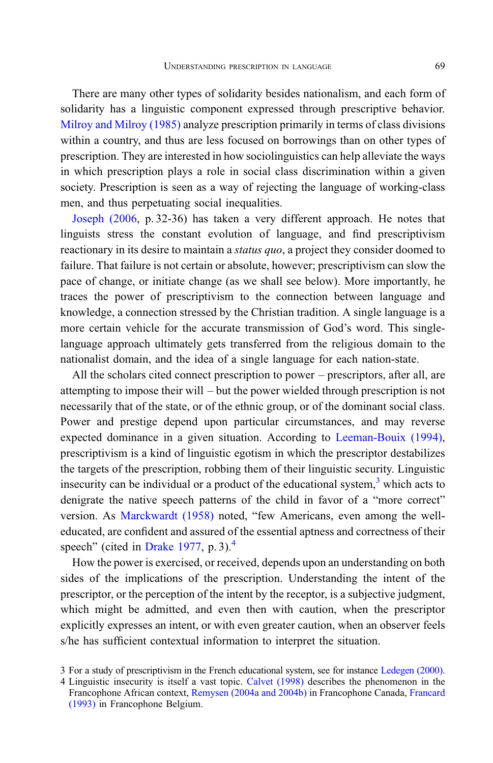There are many other types of solidarity besides nationalism, and each form of solidarity has a linguistic component expressed through prescriptive behavior. Milroy and Milroy (1985) analyze prescription primarily in terms of class divisions within a country, and thus are less focused on borrowings than on other types of prescription. They are interested in how sociolinguistics can help alleviate the ways in which prescription plays a role in social class discrimination within a given society. Prescription is seen as a way of rejecting the language of working-class men, and thus perpetuating social inequalities.

Joseph (2006, p. 32-36) has taken a very different approach. He notes that linguists stress the constant evolution of language, and find prescriptivism reactionary in its desire to maintain a *status quo*, a project they consider doomed to failure. That failure is not certain or absolute, however; prescriptivism can slow the pace of change, or initiate change (as we shall see below). More importantly, he traces the power of prescriptivism to the connection between language and knowledge, a connection stressed by the Christian tradition. A single language is a more certain vehicle for the accurate transmission of God's word. This single-language approach ultimately gets transferred from the religious domain to the nationalist domain, and the idea of a single language for each nation-state.

All the scholars cited connect prescription to power – prescriptors, after all, are attempting to impose their will – but the power wielded through prescription is not necessarily that of the state, or of the ethnic group, or of the dominant social class. Power and prestige depend upon particular circumstances, and may reverse expected dominance in a given situation. According to Leeman-Bouix (1994), prescriptivism is a kind of linguistic egotism in which the prescriptor destabilizes the targets of the prescription, robbing them of their linguistic security. Linguistic insecurity can be individual or a product of the educational system,[3] which acts to denigrate the native speech patterns of the child in favor of a "more correct" version. As Marckwardt (1958) noted, "few Americans, even among the well-educated, are confident and assured of the essential aptness and correctness of their speech" (cited in Drake 1977, p. 3).[4]

How the power is exercised, or received, depends upon an understanding on both sides of the implications of the prescription. Understanding the intent of the prescriptor, or the perception of the intent by the receptor, is a subjective judgment, which might be admitted, and even then with caution, when the prescriptor explicitly expresses an intent, or with even greater caution, when an observer feels s/he has sufficient contextual information to interpret the situation.

3 For a study of prescriptivism in the French educational system, see for instance Ledegen (2000).

4 Linguistic insecurity is itself a vast topic. Calvet (1998) describes the phenomenon in the Francophone African context, Remysen (2004a and 2004b) in Francophone Canada, Francard (1993) in Francophone Belgium.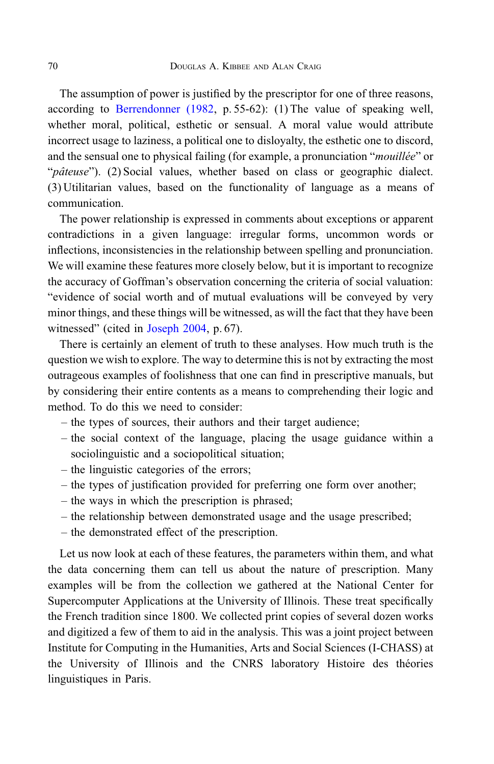The assumption of power is justified by the prescriptor for one of three reasons, according to Berrendonner (1982, p. 55-62): (1) The value of speaking well, whether moral, political, esthetic or sensual. A moral value would attribute incorrect usage to laziness, a political one to disloyalty, the esthetic one to discord, and the sensual one to physical failing (for example, a pronunciation "*mouillée*" or "*pâteuse*"). (2) Social values, whether based on class or geographic dialect. (3) Utilitarian values, based on the functionality of language as a means of communication.

The power relationship is expressed in comments about exceptions or apparent contradictions in a given language: irregular forms, uncommon words or inflections, inconsistencies in the relationship between spelling and pronunciation. We will examine these features more closely below, but it is important to recognize the accuracy of Goffman's observation concerning the criteria of social valuation: "evidence of social worth and of mutual evaluations will be conveyed by very minor things, and these things will be witnessed, as will the fact that they have been witnessed" (cited in Joseph 2004, p. 67).

There is certainly an element of truth to these analyses. How much truth is the question we wish to explore. The way to determine this is not by extracting the most outrageous examples of foolishness that one can find in prescriptive manuals, but by considering their entire contents as a means to comprehending their logic and method. To do this we need to consider:

- the types of sources, their authors and their target audience;
- the social context of the language, placing the usage guidance within a sociolinguistic and a sociopolitical situation;
- the linguistic categories of the errors;
- the types of justification provided for preferring one form over another;
- the ways in which the prescription is phrased;
- the relationship between demonstrated usage and the usage prescribed;
- the demonstrated effect of the prescription.

Let us now look at each of these features, the parameters within them, and what the data concerning them can tell us about the nature of prescription. Many examples will be from the collection we gathered at the National Center for Supercomputer Applications at the University of Illinois. These treat specifically the French tradition since 1800. We collected print copies of several dozen works and digitized a few of them to aid in the analysis. This was a joint project between Institute for Computing in the Humanities, Arts and Social Sciences (I-CHASS) at the University of Illinois and the CNRS laboratory Histoire des théories linguistiques in Paris.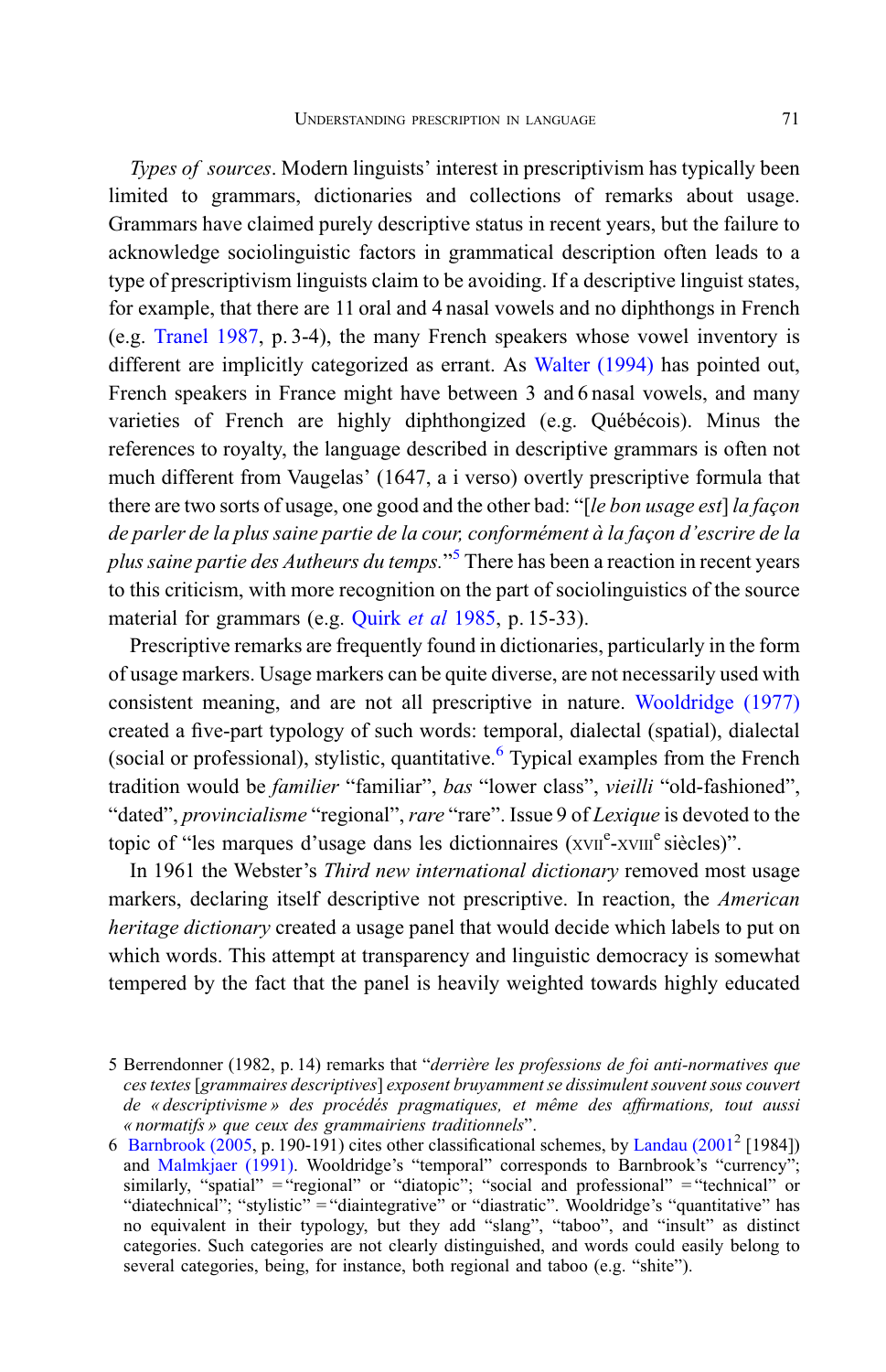*Types of sources*. Modern linguists' interest in prescriptivism has typically been limited to grammars, dictionaries and collections of remarks about usage. Grammars have claimed purely descriptive status in recent years, but the failure to acknowledge sociolinguistic factors in grammatical description often leads to a type of prescriptivism linguists claim to be avoiding. If a descriptive linguist states, for example, that there are 11 oral and 4 nasal vowels and no diphthongs in French (e.g. Tranel 1987, p. 3-4), the many French speakers whose vowel inventory is different are implicitly categorized as errant. As Walter (1994) has pointed out, French speakers in France might have between 3 and 6 nasal vowels, and many varieties of French are highly diphthongized (e.g. Québécois). Minus the references to royalty, the language described in descriptive grammars is often not much different from Vaugelas' (1647, a i verso) overtly prescriptive formula that there are two sorts of usage, one good and the other bad: "[*le bon usage est*] *la façon de parler de la plus saine partie de la cour, conformément à la façon d'escrire de la plus saine partie des Autheurs du temps*."[5] There has been a reaction in recent years to this criticism, with more recognition on the part of sociolinguistics of the source material for grammars (e.g. Quirk *et al* 1985, p. 15-33).

Prescriptive remarks are frequently found in dictionaries, particularly in the form of usage markers. Usage markers can be quite diverse, are not necessarily used with consistent meaning, and are not all prescriptive in nature. Wooldridge (1977) created a five-part typology of such words: temporal, dialectal (spatial), dialectal (social or professional), stylistic, quantitative.[6] Typical examples from the French tradition would be *familier* "familiar", *bas* "lower class", *vieilli* "old-fashioned", "dated", *provincialisme* "regional", *rare* "rare". Issue 9 of *Lexique* is devoted to the topic of "les marques d'usage dans les dictionnaires (XVII^e^-XVIII^e^ siècles)".

In 1961 the Webster's *Third new international dictionary* removed most usage markers, declaring itself descriptive not prescriptive. In reaction, the *American heritage dictionary* created a usage panel that would decide which labels to put on which words. This attempt at transparency and linguistic democracy is somewhat tempered by the fact that the panel is heavily weighted towards highly educated

---

5 Berrendonner (1982, p. 14) remarks that "*derrière les professions de foi anti-normatives que ces textes* [*grammaires descriptives*] *exposent bruyamment se dissimulent souvent sous couvert de « descriptivisme » des procédés pragmatiques, et même des affirmations, tout aussi « normatifs » que ceux des grammairiens traditionnels*".

6 Barnbrook (2005, p. 190-191) cites other classificational schemes, by Landau (2001[2] [1984]) and Malmkjaer (1991). Wooldridge's "temporal" corresponds to Barnbrook's "currency"; similarly, "spatial" = "regional" or "diatopic"; "social and professional" = "technical" or "diatechnical"; "stylistic" = "diaintegrative" or "diastratic". Wooldridge's "quantitative" has no equivalent in their typology, but they add "slang", "taboo", and "insult" as distinct categories. Such categories are not clearly distinguished, and words could easily belong to several categories, being, for instance, both regional and taboo (e.g. "shite").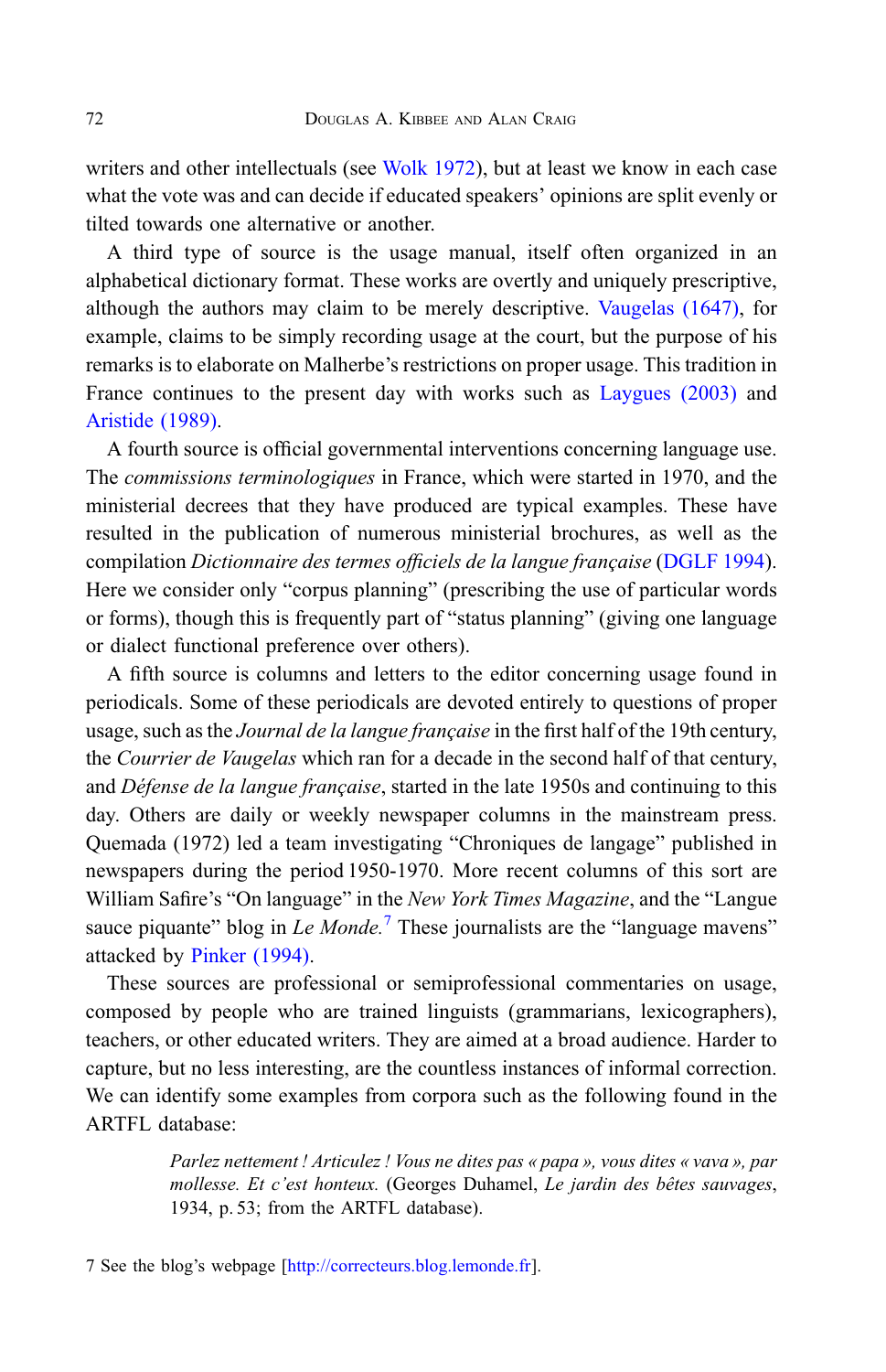writers and other intellectuals (see Wolk 1972), but at least we know in each case what the vote was and can decide if educated speakers' opinions are split evenly or tilted towards one alternative or another.

A third type of source is the usage manual, itself often organized in an alphabetical dictionary format. These works are overtly and uniquely prescriptive, although the authors may claim to be merely descriptive. Vaugelas (1647), for example, claims to be simply recording usage at the court, but the purpose of his remarks is to elaborate on Malherbe's restrictions on proper usage. This tradition in France continues to the present day with works such as Laygues (2003) and Aristide (1989).

A fourth source is official governmental interventions concerning language use. The *commissions terminologiques* in France, which were started in 1970, and the ministerial decrees that they have produced are typical examples. These have resulted in the publication of numerous ministerial brochures, as well as the compilation *Dictionnaire des termes officiels de la langue française* (DGLF 1994). Here we consider only "corpus planning" (prescribing the use of particular words or forms), though this is frequently part of "status planning" (giving one language or dialect functional preference over others).

A fifth source is columns and letters to the editor concerning usage found in periodicals. Some of these periodicals are devoted entirely to questions of proper usage, such as the *Journal de la langue française* in the first half of the 19th century, the *Courrier de Vaugelas* which ran for a decade in the second half of that century, and *Défense de la langue française*, started in the late 1950s and continuing to this day. Others are daily or weekly newspaper columns in the mainstream press. Quemada (1972) led a team investigating "Chroniques de langage" published in newspapers during the period 1950-1970. More recent columns of this sort are William Safire's "On language" in the *New York Times Magazine*, and the "Langue sauce piquante" blog in *Le Monde.*[7] These journalists are the "language mavens" attacked by Pinker (1994).

These sources are professional or semiprofessional commentaries on usage, composed by people who are trained linguists (grammarians, lexicographers), teachers, or other educated writers. They are aimed at a broad audience. Harder to capture, but no less interesting, are the countless instances of informal correction. We can identify some examples from corpora such as the following found in the ARTFL database:

> *Parlez nettement ! Articulez ! Vous ne dites pas « papa », vous dites « vava », par mollesse. Et c'est honteux.* (Georges Duhamel, *Le jardin des bêtes sauvages*, 1934, p. 53; from the ARTFL database).

7 See the blog's webpage [http://correcteurs.blog.lemonde.fr].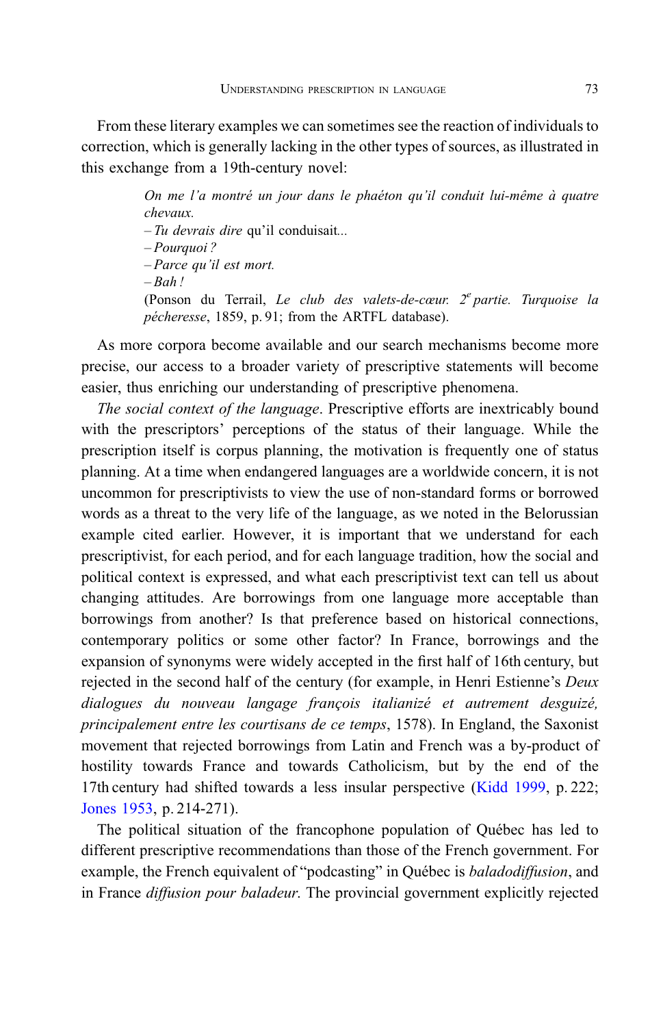From these literary examples we can sometimes see the reaction of individuals to correction, which is generally lacking in the other types of sources, as illustrated in this exchange from a 19th-century novel:

> *On me l'a montré un jour dans le phaéton qu'il conduit lui-même à quatre chevaux.*
> – *Tu devrais dire* qu'il conduisait...
> – *Pourquoi ?*
> – *Parce qu'il est mort.*
> – *Bah !*
> (Ponson du Terrail, *Le club des valets-de-cœur. 2ᵉ partie. Turquoise la pécheresse*, 1859, p. 91; from the ARTFL database).

As more corpora become available and our search mechanisms become more precise, our access to a broader variety of prescriptive statements will become easier, thus enriching our understanding of prescriptive phenomena.

*The social context of the language*. Prescriptive efforts are inextricably bound with the prescriptors' perceptions of the status of their language. While the prescription itself is corpus planning, the motivation is frequently one of status planning. At a time when endangered languages are a worldwide concern, it is not uncommon for prescriptivists to view the use of non-standard forms or borrowed words as a threat to the very life of the language, as we noted in the Belorussian example cited earlier. However, it is important that we understand for each prescriptivist, for each period, and for each language tradition, how the social and political context is expressed, and what each prescriptivist text can tell us about changing attitudes. Are borrowings from one language more acceptable than borrowings from another? Is that preference based on historical connections, contemporary politics or some other factor? In France, borrowings and the expansion of synonyms were widely accepted in the first half of 16th century, but rejected in the second half of the century (for example, in Henri Estienne's *Deux dialogues du nouveau langage françois italianizé et autrement desguizé, principalement entre les courtisans de ce temps*, 1578). In England, the Saxonist movement that rejected borrowings from Latin and French was a by-product of hostility towards France and towards Catholicism, but by the end of the 17th century had shifted towards a less insular perspective (Kidd 1999, p. 222; Jones 1953, p. 214-271).

The political situation of the francophone population of Québec has led to different prescriptive recommendations than those of the French government. For example, the French equivalent of "podcasting" in Québec is *baladodiffusion*, and in France *diffusion pour baladeur*. The provincial government explicitly rejected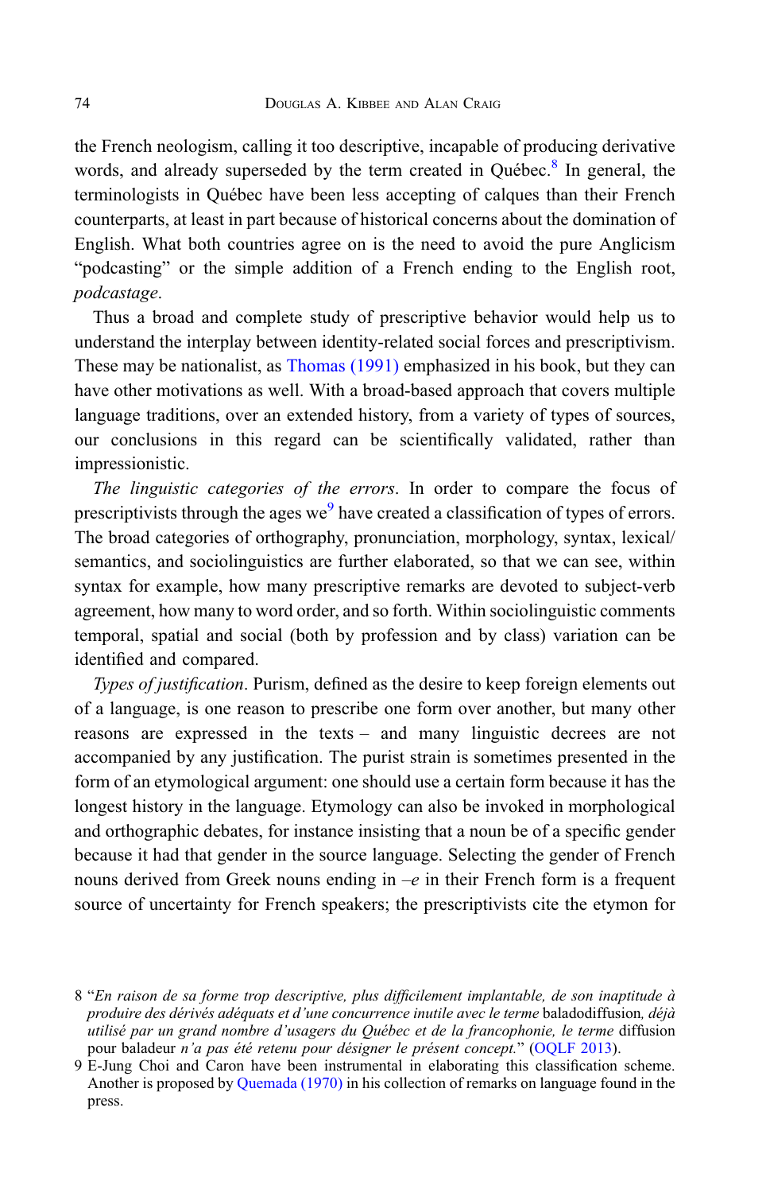the French neologism, calling it too descriptive, incapable of producing derivative words, and already superseded by the term created in Québec.[8] In general, the terminologists in Québec have been less accepting of calques than their French counterparts, at least in part because of historical concerns about the domination of English. What both countries agree on is the need to avoid the pure Anglicism "podcasting" or the simple addition of a French ending to the English root, *podcastage*.

Thus a broad and complete study of prescriptive behavior would help us to understand the interplay between identity-related social forces and prescriptivism. These may be nationalist, as Thomas (1991) emphasized in his book, but they can have other motivations as well. With a broad-based approach that covers multiple language traditions, over an extended history, from a variety of types of sources, our conclusions in this regard can be scientifically validated, rather than impressionistic.

*The linguistic categories of the errors*. In order to compare the focus of prescriptivists through the ages we[9] have created a classification of types of errors. The broad categories of orthography, pronunciation, morphology, syntax, lexical/semantics, and sociolinguistics are further elaborated, so that we can see, within syntax for example, how many prescriptive remarks are devoted to subject-verb agreement, how many to word order, and so forth. Within sociolinguistic comments temporal, spatial and social (both by profession and by class) variation can be identified and compared.

*Types of justification*. Purism, defined as the desire to keep foreign elements out of a language, is one reason to prescribe one form over another, but many other reasons are expressed in the texts – and many linguistic decrees are not accompanied by any justification. The purist strain is sometimes presented in the form of an etymological argument: one should use a certain form because it has the longest history in the language. Etymology can also be invoked in morphological and orthographic debates, for instance insisting that a noun be of a specific gender because it had that gender in the source language. Selecting the gender of French nouns derived from Greek nouns ending in *–e* in their French form is a frequent source of uncertainty for French speakers; the prescriptivists cite the etymon for

---

8 "*En raison de sa forme trop descriptive, plus difficilement implantable, de son inaptitude à produire des dérivés adéquats et d'une concurrence inutile avec le terme* baladodiffusion*, déjà utilisé par un grand nombre d'usagers du Québec et de la francophonie, le terme* diffusion pour baladeur *n'a pas été retenu pour désigner le présent concept.*" (OQLF 2013).

9 E-Jung Choi and Caron have been instrumental in elaborating this classification scheme. Another is proposed by Quemada (1970) in his collection of remarks on language found in the press.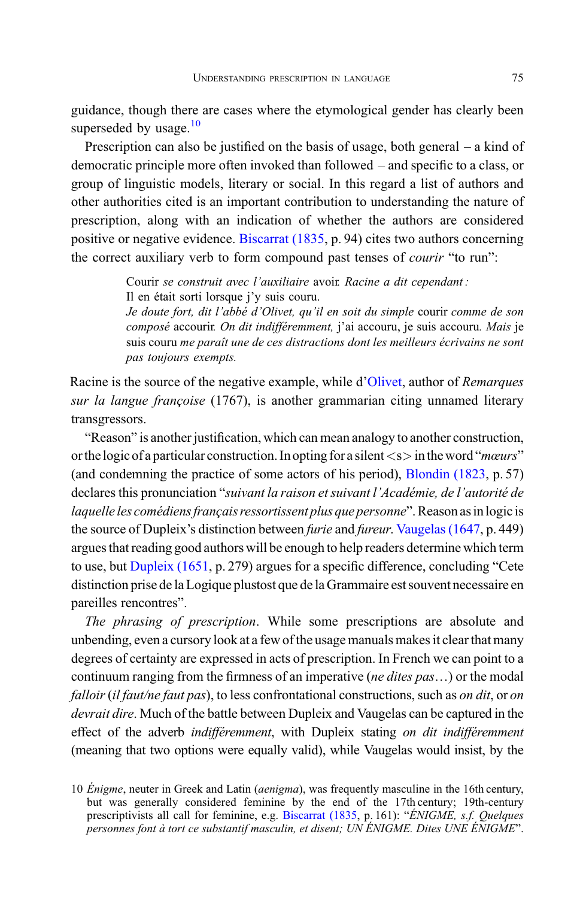guidance, though there are cases where the etymological gender has clearly been superseded by usage.[10]

Prescription can also be justified on the basis of usage, both general – a kind of democratic principle more often invoked than followed – and specific to a class, or group of linguistic models, literary or social. In this regard a list of authors and other authorities cited is an important contribution to understanding the nature of prescription, along with an indication of whether the authors are considered positive or negative evidence. Biscarrat (1835, p. 94) cites two authors concerning the correct auxiliary verb to form compound past tenses of *courir* "to run":

> Courir *se construit avec l'auxiliaire* avoir*. Racine a dit cependant :*
> Il en était sorti lorsque j'y suis couru.
> *Je doute fort, dit l'abbé d'Olivet, qu'il en soit du simple* courir *comme de son composé* accourir*. On dit indifféremment,* j'ai accouru, je suis accouru*. Mais* je suis couru *me paraît une de ces distractions dont les meilleurs écrivains ne sont pas toujours exempts.*

Racine is the source of the negative example, while d'Olivet, author of *Remarques sur la langue françoise* (1767), is another grammarian citing unnamed literary transgressors.

"Reason" is another justification, which can mean analogy to another construction, or the logic of a particular construction. In opting for a silent <s> in the word "*mœurs*" (and condemning the practice of some actors of his period), Blondin (1823, p. 57) declares this pronunciation "*suivant la raison et suivant l'Académie, de l'autorité de laquelle les comédiens français ressortissent plus que personne*". Reason as in logic is the source of Dupleix's distinction between *furie* and *fureur*. Vaugelas (1647, p. 449) argues that reading good authors will be enough to help readers determine which term to use, but Dupleix (1651, p. 279) argues for a specific difference, concluding "Cete distinction prise de la Logique plustost que de la Grammaire est souvent necessaire en pareilles rencontres".

*The phrasing of prescription*. While some prescriptions are absolute and unbending, even a cursory look at a few of the usage manuals makes it clear that many degrees of certainty are expressed in acts of prescription. In French we can point to a continuum ranging from the firmness of an imperative (*ne dites pas*…) or the modal *falloir* (*il faut/ne faut pas*), to less confrontational constructions, such as *on dit*, or *on devrait dire*. Much of the battle between Dupleix and Vaugelas can be captured in the effect of the adverb *indifféremment*, with Dupleix stating *on dit indifféremment* (meaning that two options were equally valid), while Vaugelas would insist, by the

10 *Énigme*, neuter in Greek and Latin (*aenigma*), was frequently masculine in the 16th century, but was generally considered feminine by the end of the 17th century; 19th-century prescriptivists all call for feminine, e.g. Biscarrat (1835, p. 161): "*ÉNIGME, s.f. Quelques personnes font à tort ce substantif masculin, et disent; UN ÉNIGME. Dites UNE ÉNIGME*".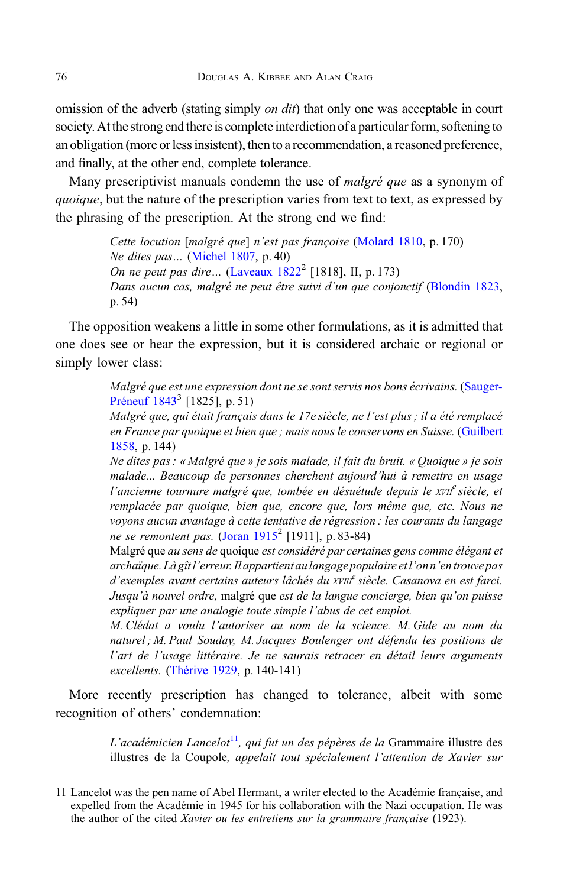omission of the adverb (stating simply *on dit*) that only one was acceptable in court society. At the strong end there is complete interdiction of a particular form, softening to an obligation (more or less insistent), then to a recommendation, a reasoned preference, and finally, at the other end, complete tolerance.

Many prescriptivist manuals condemn the use of *malgré que* as a synonym of *quoique*, but the nature of the prescription varies from text to text, as expressed by the phrasing of the prescription. At the strong end we find:

> *Cette locution* [*malgré que*] *n'est pas françoise* (Molard 1810, p. 170)
> *Ne dites pas…* (Michel 1807, p. 40)
> *On ne peut pas dire…* (Laveaux 1822[2] [1818], II, p. 173)
> *Dans aucun cas, malgré ne peut être suivi d'un que conjonctif* (Blondin 1823, p. 54)

The opposition weakens a little in some other formulations, as it is admitted that one does see or hear the expression, but it is considered archaic or regional or simply lower class:

> *Malgré que est une expression dont ne se sont servis nos bons écrivains.* (Sauger-Préneuf 1843[3] [1825], p. 51)
> *Malgré que, qui était français dans le 17e siècle, ne l'est plus ; il a été remplacé en France par quoique et bien que ; mais nous le conservons en Suisse.* (Guilbert 1858, p. 144)
> *Ne dites pas : « Malgré que » je sois malade, il fait du bruit. « Quoique » je sois malade... Beaucoup de personnes cherchent aujourd'hui à remettre en usage l'ancienne tournure malgré que, tombée en désuétude depuis le* xvii*e siècle, et remplacée par quoique, bien que, encore que, lors même que, etc. Nous ne voyons aucun avantage à cette tentative de régression : les courants du langage ne se remontent pas.* (Joran 1915[2] [1911], p. 83-84)
> Malgré que *au sens de* quoique *est considéré par certaines gens comme élégant et archaïque. Là gît l'erreur. Il appartient au langage populaire et l'on n'en trouve pas d'exemples avant certains auteurs lâchés du* xviii*e siècle. Casanova en est farci. Jusqu'à nouvel ordre,* malgré que *est de la langue concierge, bien qu'on puisse expliquer par une analogie toute simple l'abus de cet emploi.*
> *M. Clédat a voulu l'autoriser au nom de la science. M. Gide au nom du naturel ; M. Paul Souday, M. Jacques Boulenger ont défendu les positions de l'art de l'usage littéraire. Je ne saurais retracer en détail leurs arguments excellents.* (Thérive 1929, p. 140-141)

More recently prescription has changed to tolerance, albeit with some recognition of others' condemnation:

> *L'académicien Lancelot*[11]*, qui fut un des pépères de la* Grammaire illustre des illustres de la Coupole*, appelait tout spécialement l'attention de Xavier sur*

11 Lancelot was the pen name of Abel Hermant, a writer elected to the Académie française, and expelled from the Académie in 1945 for his collaboration with the Nazi occupation. He was the author of the cited *Xavier ou les entretiens sur la grammaire française* (1923).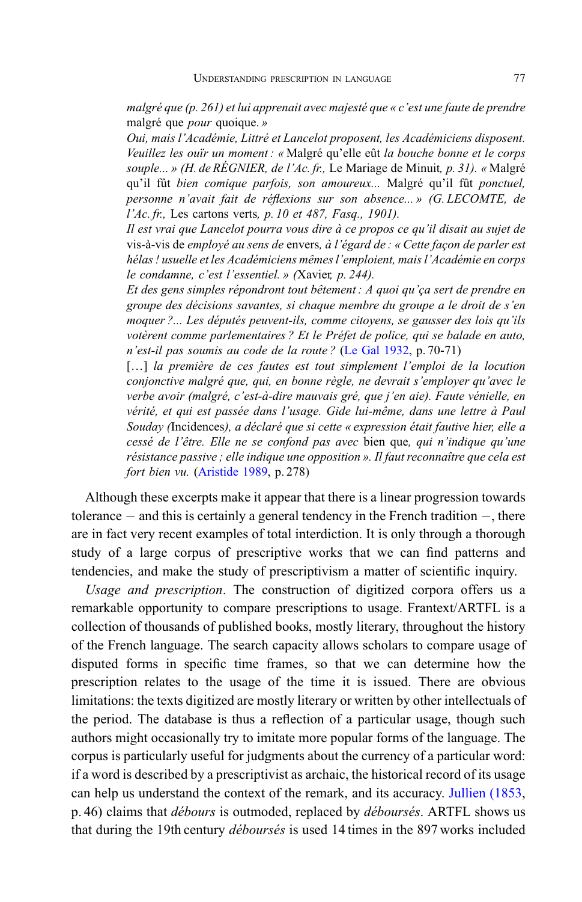*malgré que (p. 261) et lui apprenait avec majesté que « c'est une faute de prendre* malgré que *pour* quoique. *»*

*Oui, mais l'Académie, Littré et Lancelot proposent, les Académiciens disposent. Veuillez les ouïr un moment : «* Malgré qu'elle eût *la bouche bonne et le corps souple... » (H. de RÉGNIER, de l'Ac. fr.,* Le Mariage de Minuit*, p. 31). «* Malgré qu'il fût *bien comique parfois, son amoureux...* Malgré qu'il fût *ponctuel, personne n'avait fait de réflexions sur son absence... » (G. LECOMTE, de l'Ac. fr.,* Les cartons verts*, p. 10 et 487, Fasq., 1901).*

*Il est vrai que Lancelot pourra vous dire à ce propos ce qu'il disait au sujet de* vis-à-vis de *employé au sens de* envers*, à l'égard de : « Cette façon de parler est hélas ! usuelle et les Académiciens mêmes l'emploient, mais l'Académie en corps le condamne, c'est l'essentiel. » (*Xavier*, p. 244).*

*Et des gens simples répondront tout bêtement : A quoi qu'ça sert de prendre en groupe des décisions savantes, si chaque membre du groupe a le droit de s'en moquer ?... Les députés peuvent-ils, comme citoyens, se gausser des lois qu'ils votèrent comme parlementaires ? Et le Préfet de police, qui se balade en auto, n'est-il pas soumis au code de la route ?* (Le Gal 1932, p. 70-71)

[…] *la première de ces fautes est tout simplement l'emploi de la locution conjonctive malgré que, qui, en bonne règle, ne devrait s'employer qu'avec le verbe avoir (malgré, c'est-à-dire mauvais gré, que j'en aie). Faute vénielle, en vérité, et qui est passée dans l'usage. Gide lui-même, dans une lettre à Paul Souday (*Incidences*), a déclaré que si cette « expression était fautive hier, elle a cessé de l'être. Elle ne se confond pas avec* bien que*, qui n'indique qu'une résistance passive ; elle indique une opposition ». Il faut reconnaître que cela est fort bien vu.* (Aristide 1989, p. 278)

Although these excerpts make it appear that there is a linear progression towards tolerance – and this is certainly a general tendency in the French tradition –, there are in fact very recent examples of total interdiction. It is only through a thorough study of a large corpus of prescriptive works that we can find patterns and tendencies, and make the study of prescriptivism a matter of scientific inquiry.

*Usage and prescription*. The construction of digitized corpora offers us a remarkable opportunity to compare prescriptions to usage. Frantext/ARTFL is a collection of thousands of published books, mostly literary, throughout the history of the French language. The search capacity allows scholars to compare usage of disputed forms in specific time frames, so that we can determine how the prescription relates to the usage of the time it is issued. There are obvious limitations: the texts digitized are mostly literary or written by other intellectuals of the period. The database is thus a reflection of a particular usage, though such authors might occasionally try to imitate more popular forms of the language. The corpus is particularly useful for judgments about the currency of a particular word: if a word is described by a prescriptivist as archaic, the historical record of its usage can help us understand the context of the remark, and its accuracy. Jullien (1853, p. 46) claims that *débours* is outmoded, replaced by *déboursés*. ARTFL shows us that during the 19th century *déboursés* is used 14 times in the 897 works included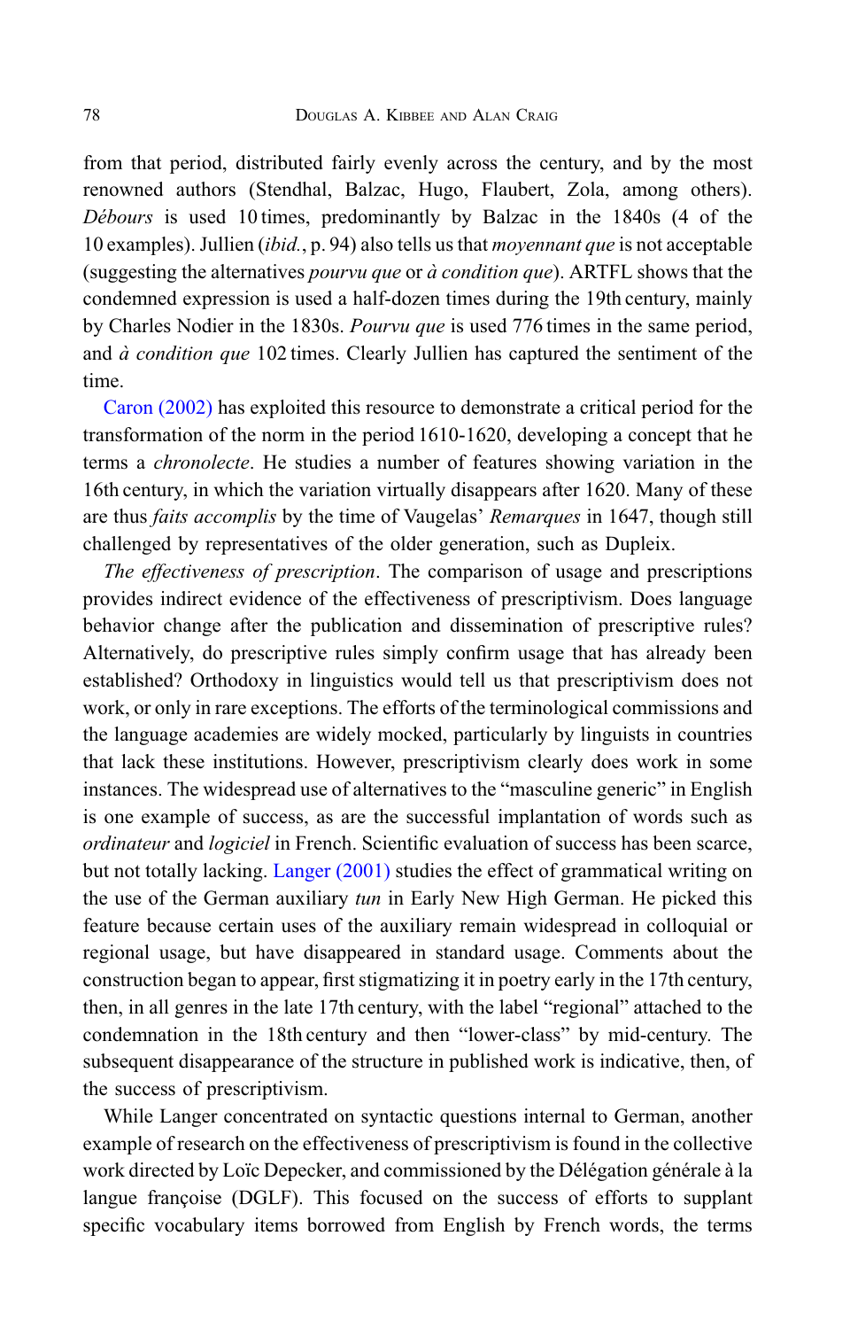from that period, distributed fairly evenly across the century, and by the most renowned authors (Stendhal, Balzac, Hugo, Flaubert, Zola, among others). *Débours* is used 10 times, predominantly by Balzac in the 1840s (4 of the 10 examples). Jullien (*ibid.*, p. 94) also tells us that *moyennant que* is not acceptable (suggesting the alternatives *pourvu que* or *à condition que*). ARTFL shows that the condemned expression is used a half-dozen times during the 19th century, mainly by Charles Nodier in the 1830s. *Pourvu que* is used 776 times in the same period, and *à condition que* 102 times. Clearly Jullien has captured the sentiment of the time.

Caron (2002) has exploited this resource to demonstrate a critical period for the transformation of the norm in the period 1610-1620, developing a concept that he terms a *chronolecte*. He studies a number of features showing variation in the 16th century, in which the variation virtually disappears after 1620. Many of these are thus *faits accomplis* by the time of Vaugelas' *Remarques* in 1647, though still challenged by representatives of the older generation, such as Dupleix.

*The effectiveness of prescription*. The comparison of usage and prescriptions provides indirect evidence of the effectiveness of prescriptivism. Does language behavior change after the publication and dissemination of prescriptive rules? Alternatively, do prescriptive rules simply confirm usage that has already been established? Orthodoxy in linguistics would tell us that prescriptivism does not work, or only in rare exceptions. The efforts of the terminological commissions and the language academies are widely mocked, particularly by linguists in countries that lack these institutions. However, prescriptivism clearly does work in some instances. The widespread use of alternatives to the "masculine generic" in English is one example of success, as are the successful implantation of words such as *ordinateur* and *logiciel* in French. Scientific evaluation of success has been scarce, but not totally lacking. Langer (2001) studies the effect of grammatical writing on the use of the German auxiliary *tun* in Early New High German. He picked this feature because certain uses of the auxiliary remain widespread in colloquial or regional usage, but have disappeared in standard usage. Comments about the construction began to appear, first stigmatizing it in poetry early in the 17th century, then, in all genres in the late 17th century, with the label "regional" attached to the condemnation in the 18th century and then "lower-class" by mid-century. The subsequent disappearance of the structure in published work is indicative, then, of the success of prescriptivism.

While Langer concentrated on syntactic questions internal to German, another example of research on the effectiveness of prescriptivism is found in the collective work directed by Loïc Depecker, and commissioned by the Délégation générale à la langue françoise (DGLF). This focused on the success of efforts to supplant specific vocabulary items borrowed from English by French words, the terms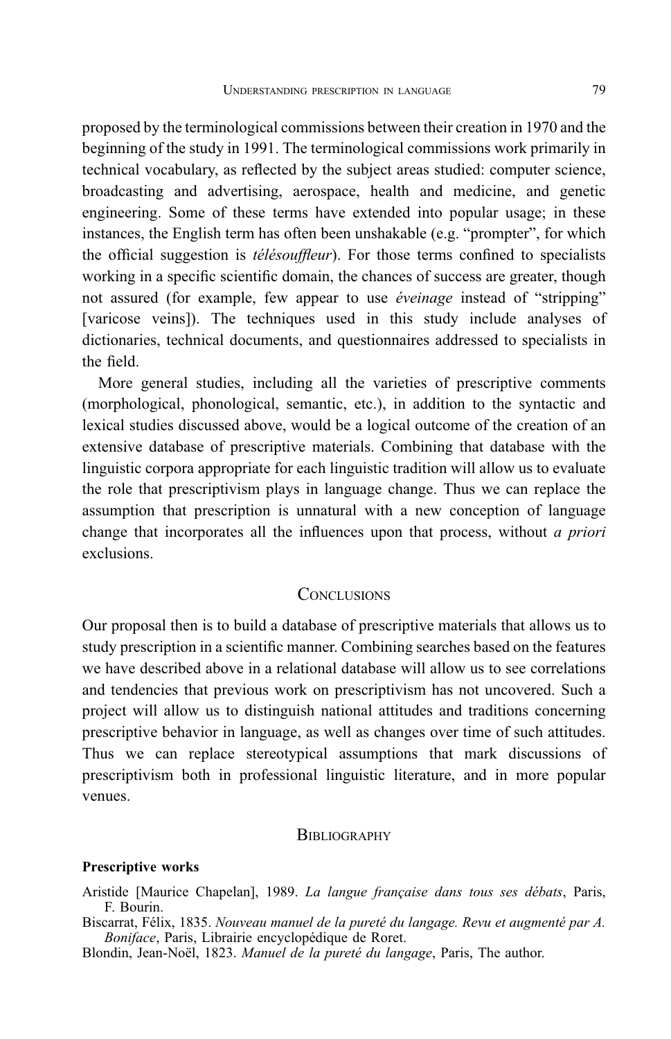proposed by the terminological commissions between their creation in 1970 and the beginning of the study in 1991. The terminological commissions work primarily in technical vocabulary, as reflected by the subject areas studied: computer science, broadcasting and advertising, aerospace, health and medicine, and genetic engineering. Some of these terms have extended into popular usage; in these instances, the English term has often been unshakable (e.g. "prompter", for which the official suggestion is *télésouffleur*). For those terms confined to specialists working in a specific scientific domain, the chances of success are greater, though not assured (for example, few appear to use *éveinage* instead of "stripping" [varicose veins]). The techniques used in this study include analyses of dictionaries, technical documents, and questionnaires addressed to specialists in the field.

More general studies, including all the varieties of prescriptive comments (morphological, phonological, semantic, etc.), in addition to the syntactic and lexical studies discussed above, would be a logical outcome of the creation of an extensive database of prescriptive materials. Combining that database with the linguistic corpora appropriate for each linguistic tradition will allow us to evaluate the role that prescriptivism plays in language change. Thus we can replace the assumption that prescription is unnatural with a new conception of language change that incorporates all the influences upon that process, without *a priori* exclusions.

## Conclusions

Our proposal then is to build a database of prescriptive materials that allows us to study prescription in a scientific manner. Combining searches based on the features we have described above in a relational database will allow us to see correlations and tendencies that previous work on prescriptivism has not uncovered. Such a project will allow us to distinguish national attitudes and traditions concerning prescriptive behavior in language, as well as changes over time of such attitudes. Thus we can replace stereotypical assumptions that mark discussions of prescriptivism both in professional linguistic literature, and in more popular venues.

## Bibliography

**Prescriptive works**

Aristide [Maurice Chapelan], 1989. *La langue française dans tous ses débats*, Paris, F. Bourin.

Biscarrat, Félix, 1835. *Nouveau manuel de la pureté du langage. Revu et augmenté par A. Boniface*, Paris, Librairie encyclopédique de Roret.

Blondin, Jean-Noël, 1823. *Manuel de la pureté du langage*, Paris, The author.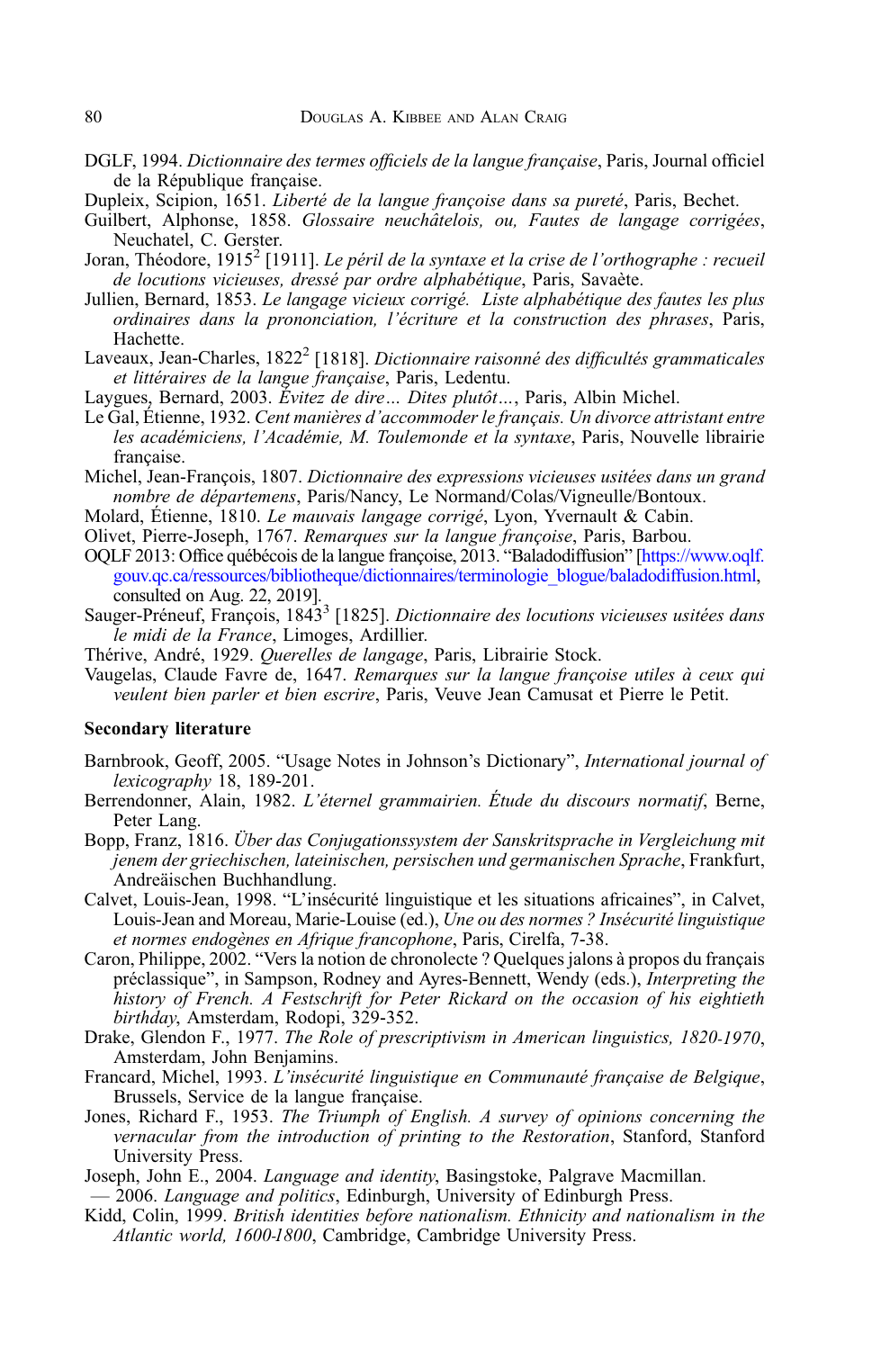DGLF, 1994. *Dictionnaire des termes officiels de la langue française*, Paris, Journal officiel de la République française.

Dupleix, Scipion, 1651. *Liberté de la langue françoise dans sa pureté*, Paris, Bechet.

Guilbert, Alphonse, 1858. *Glossaire neuchâtelois, ou, Fautes de langage corrigées*, Neuchatel, C. Gerster.

Joran, Théodore, 1915[2] [1911]. *Le péril de la syntaxe et la crise de l'orthographe : recueil de locutions vicieuses, dressé par ordre alphabétique*, Paris, Savaète.

Jullien, Bernard, 1853. *Le langage vicieux corrigé. Liste alphabétique des fautes les plus ordinaires dans la prononciation, l'écriture et la construction des phrases*, Paris, Hachette.

Laveaux, Jean-Charles, 1822[2] [1818]. *Dictionnaire raisonné des difficultés grammaticales et littéraires de la langue française*, Paris, Ledentu.

Laygues, Bernard, 2003. *Évitez de dire… Dites plutôt…*, Paris, Albin Michel.

Le Gal, Étienne, 1932. *Cent manières d'accommoder le français. Un divorce attristant entre les académiciens, l'Académie, M. Toulemonde et la syntaxe*, Paris, Nouvelle librairie française.

Michel, Jean-François, 1807. *Dictionnaire des expressions vicieuses usitées dans un grand nombre de départemens*, Paris/Nancy, Le Normand/Colas/Vigneulle/Bontoux.

Molard, Étienne, 1810. *Le mauvais langage corrigé*, Lyon, Yvernault & Cabin.

Olivet, Pierre-Joseph, 1767. *Remarques sur la langue françoise*, Paris, Barbou.

OQLF 2013: Office québécois de la langue française, 2013. "Baladodiffusion" [https://www.oqlf.gouv.qc.ca/ressources/bibliotheque/dictionnaires/terminologie_blogue/baladodiffusion.html, consulted on Aug. 22, 2019].

Sauger-Préneuf, François, 1843[3] [1825]. *Dictionnaire des locutions vicieuses usitées dans le midi de la France*, Limoges, Ardillier.

Thérive, André, 1929. *Querelles de langage*, Paris, Librairie Stock.

Vaugelas, Claude Favre de, 1647. *Remarques sur la langue françoise utiles à ceux qui veulent bien parler et bien escrire*, Paris, Veuve Jean Camusat et Pierre le Petit.

### Secondary literature

Barnbrook, Geoff, 2005. "Usage Notes in Johnson's Dictionary", *International journal of lexicography* 18, 189-201.

Berrendonner, Alain, 1982. *L'éternel grammairien. Étude du discours normatif*, Berne, Peter Lang.

Bopp, Franz, 1816. *Über das Conjugationssystem der Sanskritsprache in Vergleichung mit jenem der griechischen, lateinischen, persischen und germanischen Sprache*, Frankfurt, Andreäischen Buchhandlung.

Calvet, Louis-Jean, 1998. "L'insécurité linguistique et les situations africaines", in Calvet, Louis-Jean and Moreau, Marie-Louise (ed.), *Une ou des normes ? Insécurité linguistique et normes endogènes en Afrique francophone*, Paris, Cirelfa, 7-38.

Caron, Philippe, 2002. "Vers la notion de chronolecte ? Quelques jalons à propos du français préclassique", in Sampson, Rodney and Ayres-Bennett, Wendy (eds.), *Interpreting the history of French. A Festschrift for Peter Rickard on the occasion of his eightieth birthday*, Amsterdam, Rodopi, 329-352.

Drake, Glendon F., 1977. *The Role of prescriptivism in American linguistics, 1820-1970*, Amsterdam, John Benjamins.

Francard, Michel, 1993. *L'insécurité linguistique en Communauté française de Belgique*, Brussels, Service de la langue française.

Jones, Richard F., 1953. *The Triumph of English. A survey of opinions concerning the vernacular from the introduction of printing to the Restoration*, Stanford, Stanford University Press.

Joseph, John E., 2004. *Language and identity*, Basingstoke, Palgrave Macmillan.

— 2006. *Language and politics*, Edinburgh, University of Edinburgh Press.

Kidd, Colin, 1999. *British identities before nationalism. Ethnicity and nationalism in the Atlantic world, 1600-1800*, Cambridge, Cambridge University Press.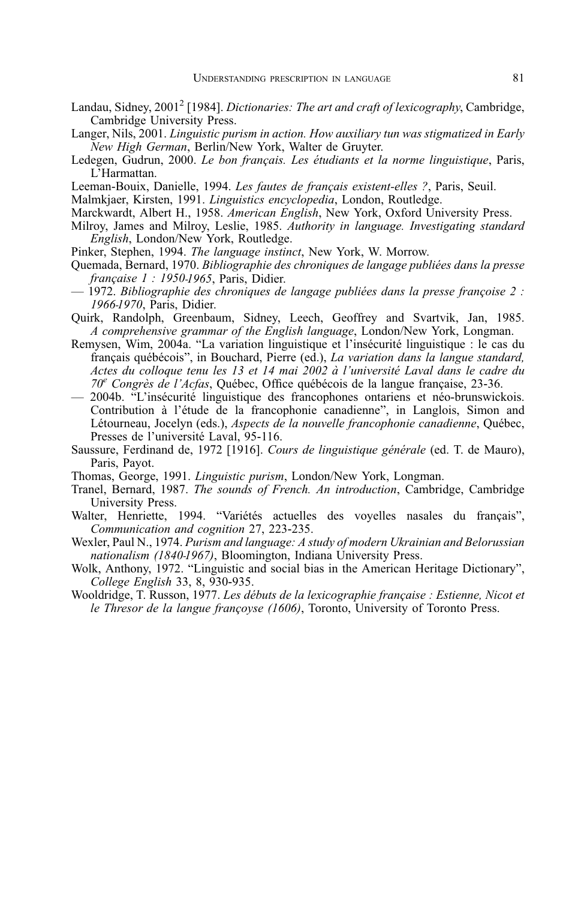Landau, Sidney, 2001[2] [1984]. *Dictionaries: The art and craft of lexicography*, Cambridge, Cambridge University Press.

Langer, Nils, 2001. *Linguistic purism in action. How auxiliary tun was stigmatized in Early New High German*, Berlin/New York, Walter de Gruyter.

Ledegen, Gudrun, 2000. *Le bon français. Les étudiants et la norme linguistique*, Paris, L'Harmattan.

Leeman-Bouix, Danielle, 1994. *Les fautes de français existent-elles ?*, Paris, Seuil.

Malmkjaer, Kirsten, 1991. *Linguistics encyclopedia*, London, Routledge.

Marckwardt, Albert H., 1958. *American English*, New York, Oxford University Press.

Milroy, James and Milroy, Leslie, 1985. *Authority in language. Investigating standard English*, London/New York, Routledge.

Pinker, Stephen, 1994. *The language instinct*, New York, W. Morrow.

Quemada, Bernard, 1970. *Bibliographie des chroniques de langage publiées dans la presse française 1 : 1950-1965*, Paris, Didier.

— 1972. *Bibliographie des chroniques de langage publiées dans la presse françoise 2 : 1966-1970*, Paris, Didier.

Quirk, Randolph, Greenbaum, Sidney, Leech, Geoffrey and Svartvik, Jan, 1985. *A comprehensive grammar of the English language*, London/New York, Longman.

Remysen, Wim, 2004a. "La variation linguistique et l'insécurité linguistique : le cas du français québécois", in Bouchard, Pierre (ed.), *La variation dans la langue standard, Actes du colloque tenu les 13 et 14 mai 2002 à l'université Laval dans le cadre du 70e Congrès de l'Acfas*, Québec, Office québécois de la langue française, 23-36.

— 2004b. "L'insécurité linguistique des francophones ontariens et néo-brunswickois. Contribution à l'étude de la francophonie canadienne", in Langlois, Simon and Létourneau, Jocelyn (eds.), *Aspects de la nouvelle francophonie canadienne*, Québec, Presses de l'université Laval, 95-116.

Saussure, Ferdinand de, 1972 [1916]. *Cours de linguistique générale* (ed. T. de Mauro), Paris, Payot.

Thomas, George, 1991. *Linguistic purism*, London/New York, Longman.

Tranel, Bernard, 1987. *The sounds of French. An introduction*, Cambridge, Cambridge University Press.

Walter, Henriette, 1994. "Variétés actuelles des voyelles nasales du français", *Communication and cognition* 27, 223-235.

Wexler, Paul N., 1974. *Purism and language: A study of modern Ukrainian and Belorussian nationalism (1840-1967)*, Bloomington, Indiana University Press.

Wolk, Anthony, 1972. "Linguistic and social bias in the American Heritage Dictionary", *College English* 33, 8, 930-935.

Wooldridge, T. Russon, 1977. *Les débuts de la lexicographie française : Estienne, Nicot et le Thresor de la langue françoyse (1606)*, Toronto, University of Toronto Press.